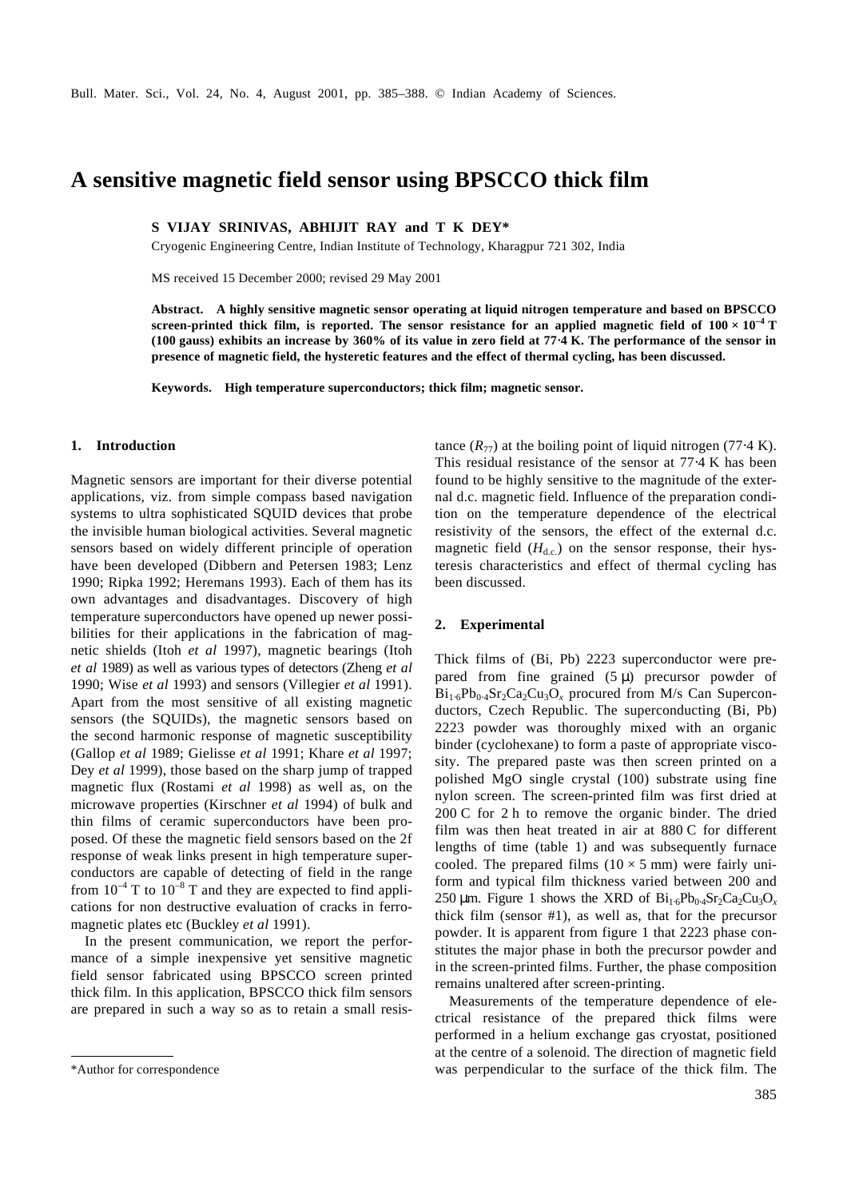# A sensitive magnetic field sensor using BPSCCO thick film

**S VIJAY SRINIVAS, ABHIJIT RAY and T K DEY***

Cryogenic Engineering Centre, Indian Institute of Technology, Kharagpur 721 302, India

MS received 15 December 2000; revised 29 May 2001

**Abstract. A highly sensitive magnetic sensor operating at liquid nitrogen temperature and based on BPSCCO screen-printed thick film, is reported. The sensor resistance for an applied magnetic field of $100 \times 10^{-4}$ T (100 gauss) exhibits an increase by 360% of its value in zero field at 77·4 K. The performance of the sensor in presence of magnetic field, the hysteretic features and the effect of thermal cycling, has been discussed.**

**Keywords. High temperature superconductors; thick film; magnetic sensor.**

## 1. Introduction

Magnetic sensors are important for their diverse potential applications, viz. from simple compass based navigation systems to ultra sophisticated SQUID devices that probe the invisible human biological activities. Several magnetic sensors based on widely different principle of operation have been developed (Dibbern and Petersen 1983; Lenz 1990; Ripka 1992; Heremans 1993). Each of them has its own advantages and disadvantages. Discovery of high temperature superconductors have opened up newer possibilities for their applications in the fabrication of magnetic shields (Itoh *et al* 1997), magnetic bearings (Itoh *et al* 1989) as well as various types of detectors (Zheng *et al* 1990; Wise *et al* 1993) and sensors (Villegier *et al* 1991). Apart from the most sensitive of all existing magnetic sensors (the SQUIDs), the magnetic sensors based on the second harmonic response of magnetic susceptibility (Gallop *et al* 1989; Gielisse *et al* 1991; Khare *et al* 1997; Dey *et al* 1999), those based on the sharp jump of trapped magnetic flux (Rostami *et al* 1998) as well as, on the microwave properties (Kirschner *et al* 1994) of bulk and thin films of ceramic superconductors have been proposed. Of these the magnetic field sensors based on the 2f response of weak links present in high temperature superconductors are capable of detecting of field in the range from $10^{-4}$ T to $10^{-8}$ T and they are expected to find applications for non destructive evaluation of cracks in ferromagnetic plates etc (Buckley *et al* 1991).

In the present communication, we report the performance of a simple inexpensive yet sensitive magnetic field sensor fabricated using BPSCCO screen printed thick film. In this application, BPSCCO thick film sensors are prepared in such a way so as to retain a small resistance ($R_{77}$) at the boiling point of liquid nitrogen (77·4 K). This residual resistance of the sensor at 77·4 K has been found to be highly sensitive to the magnitude of the external d.c. magnetic field. Influence of the preparation condition on the temperature dependence of the electrical resistivity of the sensors, the effect of the external d.c. magnetic field ($H_{d.c.}$) on the sensor response, their hysteresis characteristics and effect of thermal cycling has been discussed.

## 2. Experimental

Thick films of (Bi, Pb) 2223 superconductor were prepared from fine grained (5 μ) precursor powder of $Bi_{1·6}Pb_{0·4}Sr_2Ca_2Cu_3O_x$ procured from M/s Can Superconductors, Czech Republic. The superconducting (Bi, Pb) 2223 powder was thoroughly mixed with an organic binder (cyclohexane) to form a paste of appropriate viscosity. The prepared paste was then screen printed on a polished MgO single crystal (100) substrate using fine nylon screen. The screen-printed film was first dried at 200 C for 2 h to remove the organic binder. The dried film was then heat treated in air at 880 C for different lengths of time (table 1) and was subsequently furnace cooled. The prepared films ($10 \times 5$ mm) were fairly uniform and typical film thickness varied between 200 and 250 μm. Figure 1 shows the XRD of $Bi_{1·6}Pb_{0·4}Sr_2Ca_2Cu_3O_x$ thick film (sensor #1), as well as, that for the precursor powder. It is apparent from figure 1 that 2223 phase constitutes the major phase in both the precursor powder and in the screen-printed films. Further, the phase composition remains unaltered after screen-printing.

Measurements of the temperature dependence of electrical resistance of the prepared thick films were performed in a helium exchange gas cryostat, positioned at the centre of a solenoid. The direction of magnetic field was perpendicular to the surface of the thick film. The

---

*Author for correspondence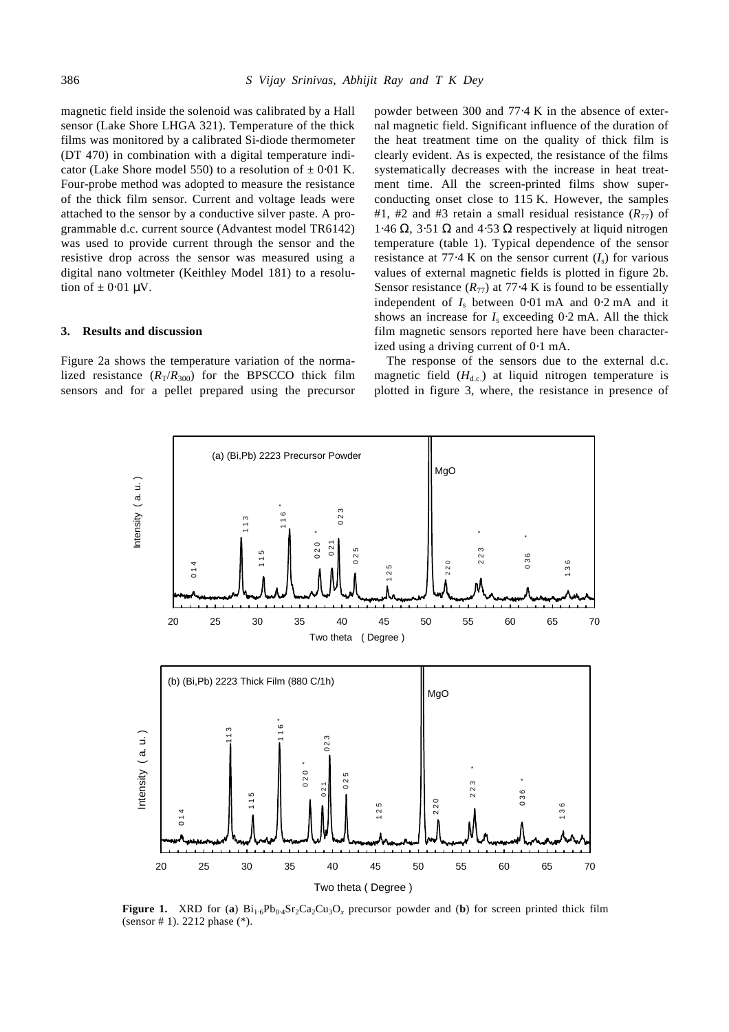magnetic field inside the solenoid was calibrated by a Hall sensor (Lake Shore LHGA 321). Temperature of the thick films was monitored by a calibrated Si-diode thermometer (DT 470) in combination with a digital temperature indicator (Lake Shore model 550) to a resolution of ± 0·01 K. Four-probe method was adopted to measure the resistance of the thick film sensor. Current and voltage leads were attached to the sensor by a conductive silver paste. A programmable d.c. current source (Advantest model TR6142) was used to provide current through the sensor and the resistive drop across the sensor was measured using a digital nano voltmeter (Keithley Model 181) to a resolution of ± 0·01 μV.

## 3. Results and discussion

Figure 2a shows the temperature variation of the normalized resistance ($R_T/R_{300}$) for the BPSCCO thick film sensors and for a pellet prepared using the precursor powder between 300 and 77·4 K in the absence of external magnetic field. Significant influence of the duration of the heat treatment time on the quality of thick film is clearly evident. As is expected, the resistance of the films systematically decreases with the increase in heat treatment time. All the screen-printed films show superconducting onset close to 115 K. However, the samples #1, #2 and #3 retain a small residual resistance ($R_{77}$) of 1·46 Ω, 3·51 Ω and 4·53 Ω respectively at liquid nitrogen temperature (table 1). Typical dependence of the sensor resistance at 77·4 K on the sensor current ($I_s$) for various values of external magnetic fields is plotted in figure 2b. Sensor resistance ($R_{77}$) at 77·4 K is found to be essentially independent of $I_s$ between 0·01 mA and 0·2 mA and it shows an increase for $I_s$ exceeding 0·2 mA. All the thick film magnetic sensors reported here have been characterized using a driving current of 0·1 mA.

The response of the sensors due to the external d.c. magnetic field ($H_{d.c.}$) at liquid nitrogen temperature is plotted in figure 3, where, the resistance in presence of

**Figure 1.** XRD for (**a**) $Bi_{1.6}Pb_{0.4}Sr_2Ca_2Cu_3O_x$ precursor powder and (**b**) for screen printed thick film (sensor # 1). 2212 phase (*).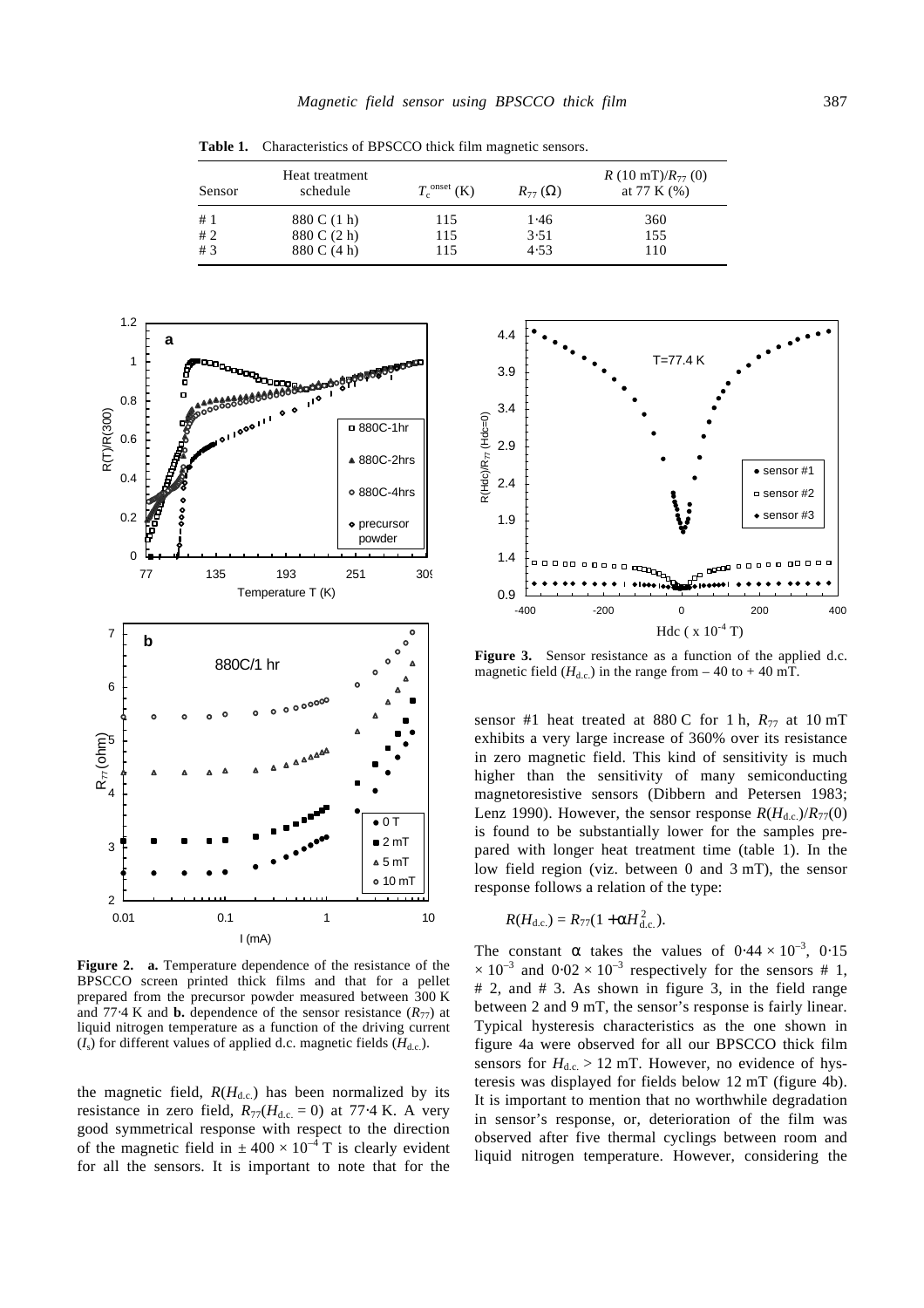**Table 1.** Characteristics of BPSCCO thick film magnetic sensors.

| Sensor | Heat treatment schedule | $T_c^{onset}$ (K) | $R_{77}$ (Ω) | $R$ (10 mT)/$R_{77}$ (0) at 77 K (%) |
|---|---|---|---|---|
| # 1 | 880 C (1 h) | 115 | 1·46 | 360 |
| # 2 | 880 C (2 h) | 115 | 3·51 | 155 |
| # 3 | 880 C (4 h) | 115 | 4·53 | 110 |

**Figure 2.** **a.** Temperature dependence of the resistance of the BPSCCO screen printed thick films and that for a pellet prepared from the precursor powder measured between 300 K and 77·4 K and **b.** dependence of the sensor resistance ($R_{77}$) at liquid nitrogen temperature as a function of the driving current ($I_s$) for different values of applied d.c. magnetic fields ($H_{d.c.}$).

**Figure 3.** Sensor resistance as a function of the applied d.c. magnetic field ($H_{d.c.}$) in the range from – 40 to + 40 mT.

the magnetic field, $R(H_{d.c.})$ has been normalized by its resistance in zero field, $R_{77}(H_{d.c.} = 0)$ at 77·4 K. A very good symmetrical response with respect to the direction of the magnetic field in $\pm 400 \times 10^{-4}$ T is clearly evident for all the sensors. It is important to note that for the sensor #1 heat treated at 880 C for 1 h, $R_{77}$ at 10 mT exhibits a very large increase of 360% over its resistance in zero magnetic field. This kind of sensitivity is much higher than the sensitivity of many semiconducting magnetoresistive sensors (Dibbern and Petersen 1983; Lenz 1990). However, the sensor response $R(H_{d.c.})/R_{77}(0)$ is found to be substantially lower for the samples prepared with longer heat treatment time (table 1). In the low field region (viz. between 0 and 3 mT), the sensor response follows a relation of the type:

$$R(H_{d.c.}) = R_{77}(1 + \alpha H_{d.c.}^2).$$

The constant $\alpha$ takes the values of $0·44 \times 10^{-3}$, $0·15 \times 10^{-3}$ and $0·02 \times 10^{-3}$ respectively for the sensors # 1, # 2, and # 3. As shown in figure 3, in the field range between 2 and 9 mT, the sensor's response is fairly linear. Typical hysteresis characteristics as the one shown in figure 4a were observed for all our BPSCCO thick film sensors for $H_{d.c.} > 12$ mT. However, no evidence of hysteresis was displayed for fields below 12 mT (figure 4b). It is important to mention that no worthwhile degradation in sensor's response, or, deterioration of the film was observed after five thermal cyclings between room and liquid nitrogen temperature. However, considering the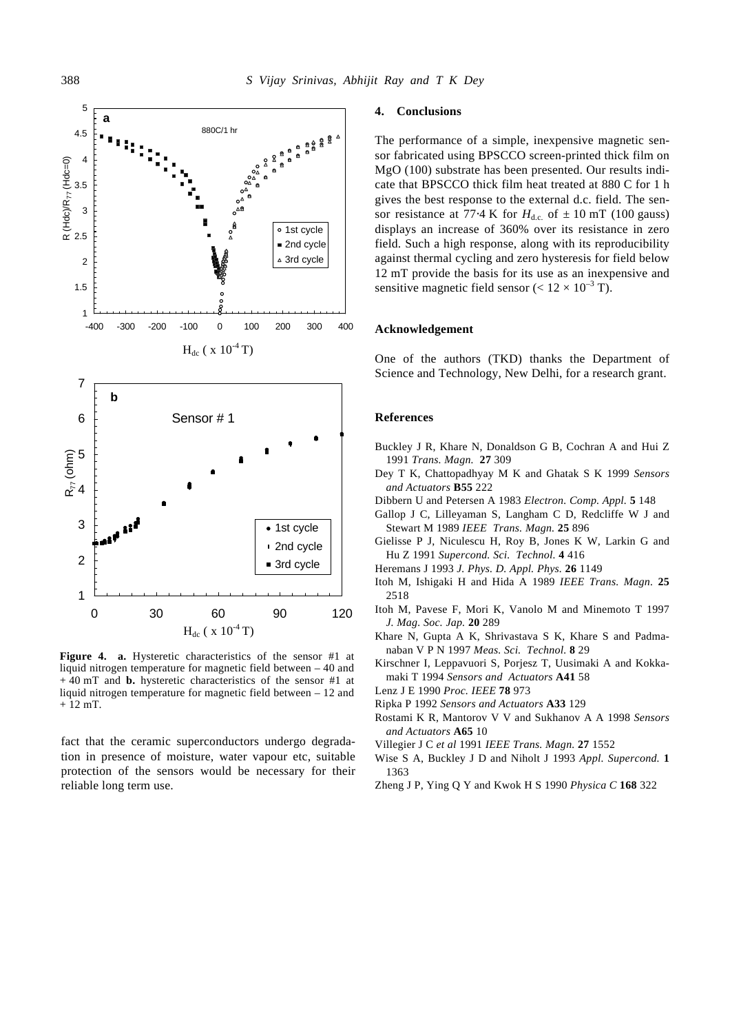a

880C/1 hr

R (Hdc)/$R_{77}$ (Hdc=0)

1st cycle
2nd cycle
3rd cycle

$H_{dc}$ ( x $10^{-4}$ T)

b

Sensor # 1

$R_{77}$ (ohm)

1st cycle
2nd cycle
3rd cycle

$H_{dc}$ ( x $10^{-4}$ T)

**Figure 4. a.** Hysteretic characteristics of the sensor #1 at liquid nitrogen temperature for magnetic field between – 40 and + 40 mT and **b.** hysteretic characteristics of the sensor #1 at liquid nitrogen temperature for magnetic field between – 12 and + 12 mT.

fact that the ceramic superconductors undergo degradation in presence of moisture, water vapour etc, suitable protection of the sensors would be necessary for their reliable long term use.

## 4. Conclusions

The performance of a simple, inexpensive magnetic sensor fabricated using BPSCCO screen-printed thick film on MgO (100) substrate has been presented. Our results indicate that BPSCCO thick film heat treated at 880 C for 1 h gives the best response to the external d.c. field. The sensor resistance at 77·4 K for $H_{d.c.}$ of ± 10 mT (100 gauss) displays an increase of 360% over its resistance in zero field. Such a high response, along with its reproducibility against thermal cycling and zero hysteresis for field below 12 mT provide the basis for its use as an inexpensive and sensitive magnetic field sensor ($< 12 \times 10^{-3}$ T).

## Acknowledgement

One of the authors (TKD) thanks the Department of Science and Technology, New Delhi, for a research grant.

## References

Buckley J R, Khare N, Donaldson G B, Cochran A and Hui Z 1991 *Trans. Magn.* **27** 309

Dey T K, Chattopadhyay M K and Ghatak S K 1999 *Sensors and Actuators* **B55** 222

Dibbern U and Petersen A 1983 *Electron. Comp. Appl.* **5** 148

Gallop J C, Lilleyaman S, Langham C D, Redcliffe W J and Stewart M 1989 *IEEE Trans. Magn.* **25** 896

Gielisse P J, Niculescu H, Roy B, Jones K W, Larkin G and Hu Z 1991 *Supercond. Sci. Technol.* **4** 416

Heremans J 1993 *J. Phys. D. Appl. Phys.* **26** 1149

Itoh M, Ishigaki H and Hida A 1989 *IEEE Trans. Magn.* **25** 2518

Itoh M, Pavese F, Mori K, Vanolo M and Minemoto T 1997 *J. Mag. Soc. Jap.* **20** 289

Khare N, Gupta A K, Shrivastava S K, Khare S and Padmanaban V P N 1997 *Meas. Sci. Technol.* **8** 29

Kirschner I, Leppavuori S, Porjesz T, Uusimaki A and Kokkamaki T 1994 *Sensors and Actuators* **A41** 58

Lenz J E 1990 *Proc. IEEE* **78** 973

Ripka P 1992 *Sensors and Actuators* **A33** 129

Rostami K R, Mantorov V V and Sukhanov A A 1998 *Sensors and Actuators* **A65** 10

Villegier J C *et al* 1991 *IEEE Trans. Magn.* **27** 1552

Wise S A, Buckley J D and Niholt J 1993 *Appl. Supercond.* **1** 1363

Zheng J P, Ying Q Y and Kwok H S 1990 *Physica C* **168** 322